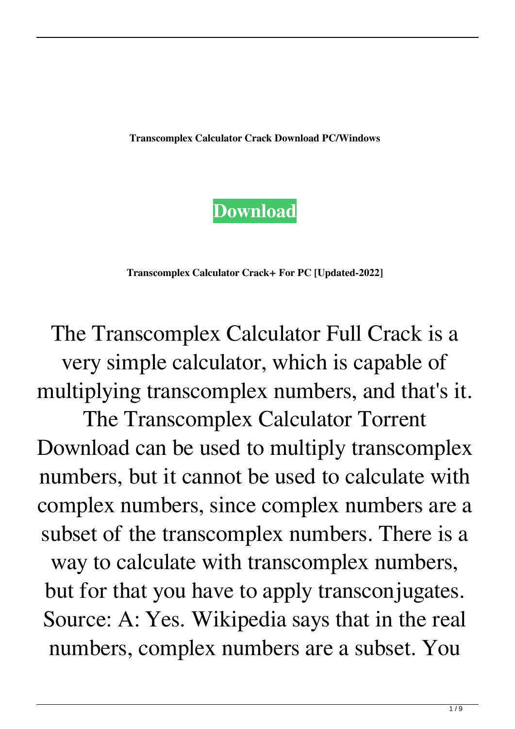**Transcomplex Calculator Crack Download PC/Windows**

**Download**

**Transcomplex Calculator Crack+ For PC [Updated-2022]**

The Transcomplex Calculator Full Crack is a very simple calculator, which is capable of multiplying transcomplex numbers, and that's it. The Transcomplex Calculator Torrent Download can be used to multiply transcomplex numbers, but it cannot be used to calculate with complex numbers, since complex numbers are a subset of the transcomplex numbers. There is a way to calculate with transcomplex numbers, but for that you have to apply transconjugates. Source: A: Yes. Wikipedia says that in the real numbers, complex numbers are a subset. You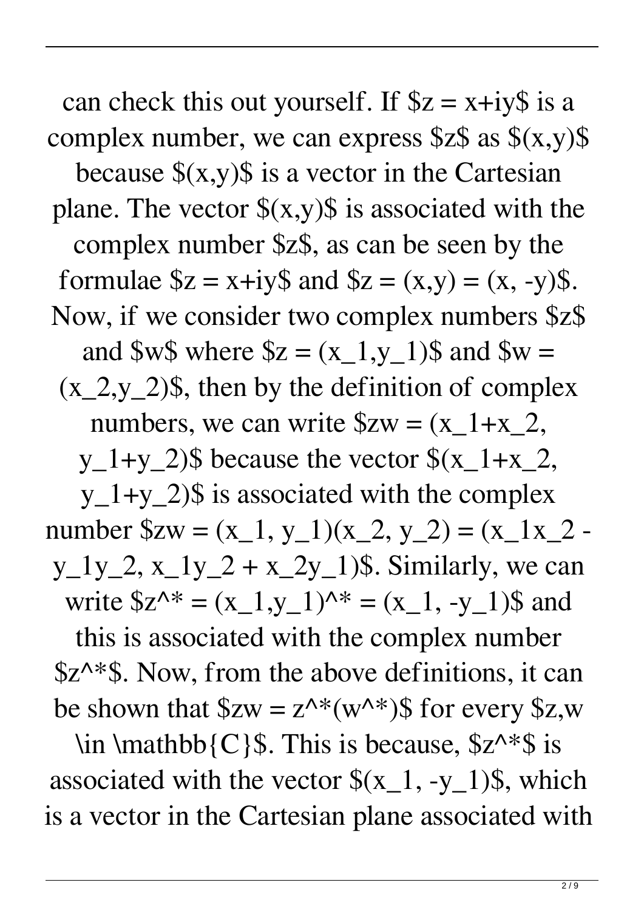can check this out yourself. If $z = x+iy$ is a complex number, we can express $z$ as $(x,y)$ because $(x,y)$ is a vector in the Cartesian plane. The vector $(x,y)$ is associated with the complex number $z$, as can be seen by the formulae $z = x+iy$ and $z = (x,y) = (x, -y)$. Now, if we consider two complex numbers $z$ and $w$ where $z = (x_1,y_1)$ and $w = (x_2,y_2)$, then by the definition of complex numbers, we can write $zw = (x_1+x_2, y_1+y_2)$ because the vector $(x_1+x_2, y_1+y_2)$ is associated with the complex number $zw = (x_1, y_1)(x_2, y_2) = (x_1x_2 - y_1y_2, x_1y_2 + x_2y_1)$. Similarly, we can write $z^* = (x_1,y_1)^* = (x_1, -y_1)$ and this is associated with the complex number $z^*$. Now, from the above definitions, it can be shown that $zw = z^*(w^*)$ for every $z,w \in \mathbb{C}$. This is because, $z^*$ is associated with the vector $(x_1, -y_1)$, which is a vector in the Cartesian plane associated with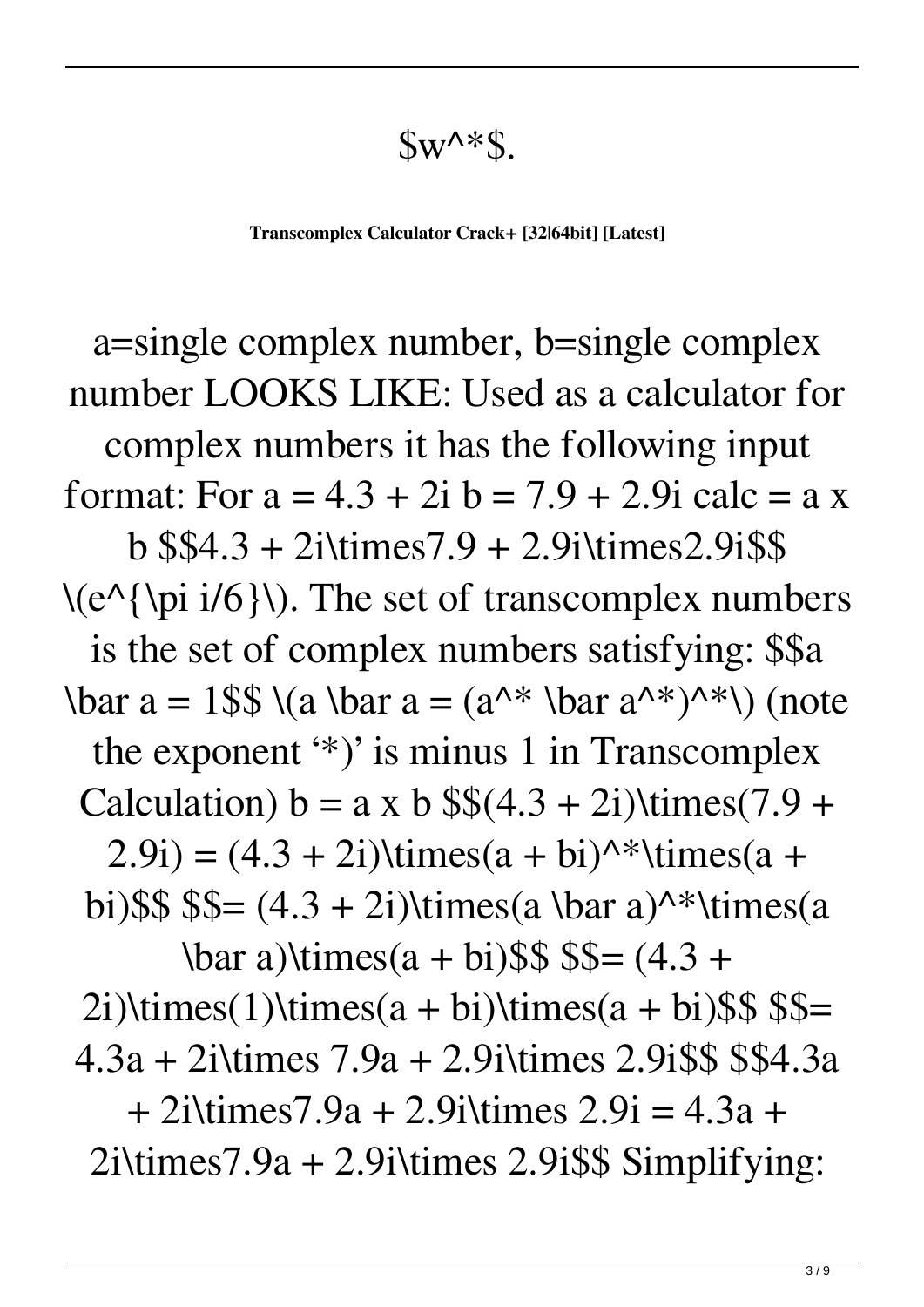$w^*$.

**Transcomplex Calculator Crack+ [32|64bit] [Latest]**

a=single complex number, b=single complex number LOOKS LIKE: Used as a calculator for complex numbers it has the following input format: For a = 4.3 + 2i b = 7.9 + 2.9i calc = a x b $$4.3 + 2i\times7.9 + 2.9i\times2.9i$$ $(e^{\pi i/6})$. The set of transcomplex numbers is the set of complex numbers satisfying: $$a \bar a = 1$$ $(a \bar a = (a^* \bar a^*)^*)$ (note the exponent '*)' is minus 1 in Transcomplex Calculation) b = a x b $$(4.3 + 2i)\times(7.9 + 2.9i) = (4.3 + 2i)\times(a + bi)^*\times(a + bi)$$ $$= (4.3 + 2i)\times(a \bar a)^*\times(a \bar a)\times(a + bi)$$ $$= (4.3 + 2i)\times(1)\times(a + bi)\times(a + bi)$$ $$= 4.3a + 2i\times 7.9a + 2.9i\times 2.9i$$ $$4.3a + 2i\times7.9a + 2.9i\times 2.9i = 4.3a + 2i\times7.9a + 2.9i\times 2.9i$$ Simplifying: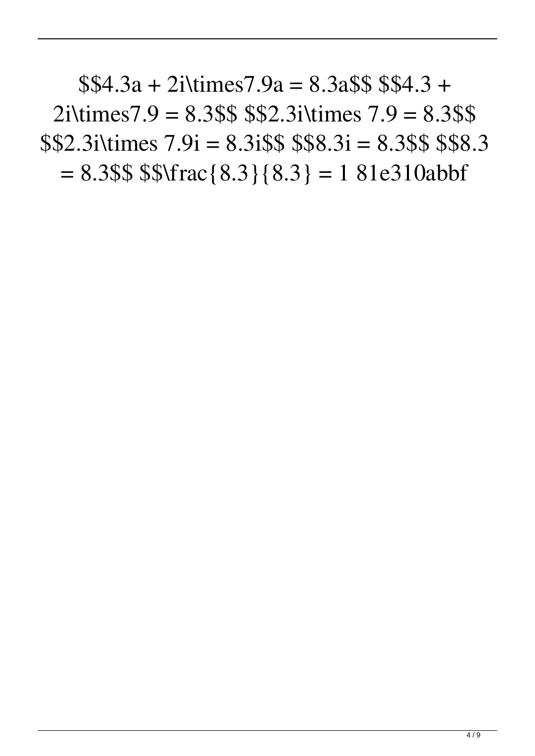$$4.3a + 2i\times7.9a = 8.3a$$ $$4.3 + 2i\times7.9 = 8.3$$ $$2.3i\times 7.9 = 8.3$$ $$2.3i\times 7.9i = 8.3i$$ $$8.3i = 8.3$$ $$8.3 = 8.3$$ $$\frac{8.3}{8.3} = 1 81e310abbf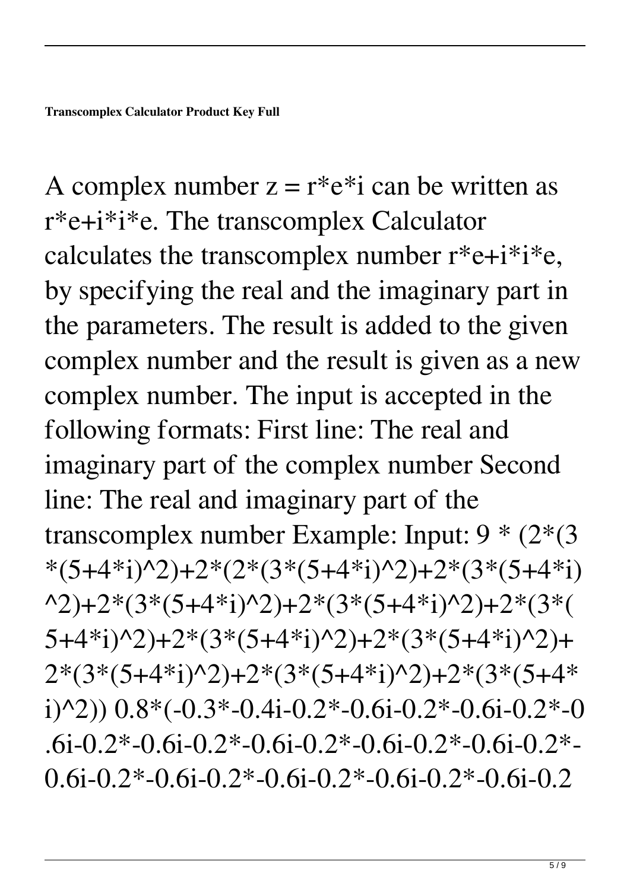**Transcomplex Calculator Product Key Full**

A complex number z = r*e*i can be written as r*e+i*i*e. The transcomplex Calculator calculates the transcomplex number r*e+i*i*e, by specifying the real and the imaginary part in the parameters. The result is added to the given complex number and the result is given as a new complex number. The input is accepted in the following formats: First line: The real and imaginary part of the complex number Second line: The real and imaginary part of the transcomplex number Example: Input: 9 * (2*(3*(5+4*i)^2)+2*(2*(3*(5+4*i)^2)+2*(3*(5+4*i)^2)+2*(3*(5+4*i)^2)+2*(3*(5+4*i)^2)+2*(3*(5+4*i)^2)+2*(3*(5+4*i)^2)+2*(3*(5+4*i)^2)+2*(3*(5+4*i)^2)+2*(3*(5+4*i)^2)+2*(3*(5+4*i)^2)) 0.8*(-0.3*-0.4i-0.2*-0.6i-0.2*-0.6i-0.2*-0.6i-0.2*-0.6i-0.2*-0.6i-0.2*-0.6i-0.2*-0.6i-0.2*-0.6i-0.2*-0.6i-0.2*-0.6i-0.2*-0.6i-0.2*-0.6i-0.2*-0.6i-0.2*-0.6i-0.2*-0.6i-0.2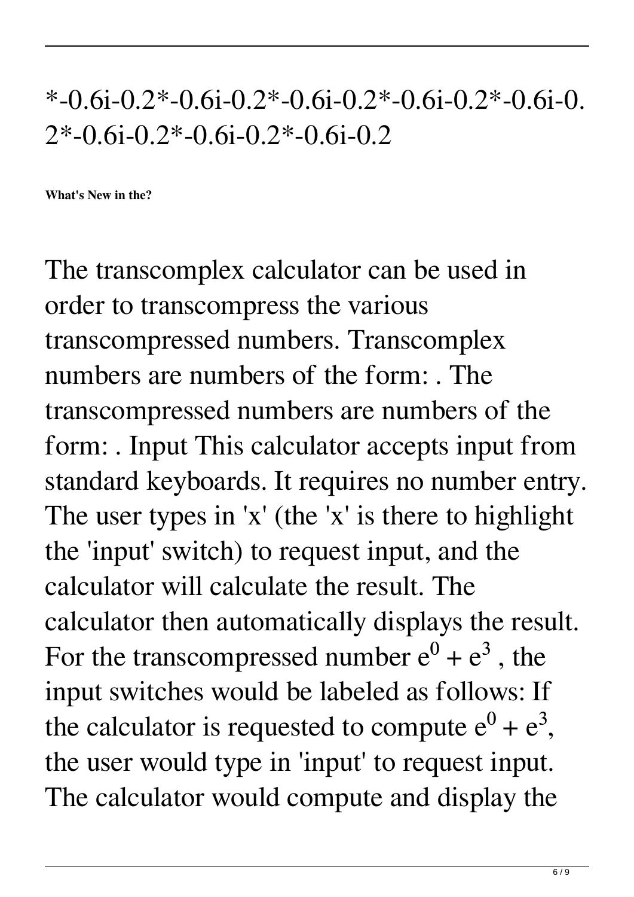*-0.6i-0.2*-0.6i-0.2*-0.6i-0.2*-0.6i-0.2*-0.6i-0.2*-0.6i-0.2*-0.6i-0.2*-0.6i-0.2

**What's New in the?**

The transcomplex calculator can be used in order to transcompress the various transcompressed numbers. Transcomplex numbers are numbers of the form: . The transcompressed numbers are numbers of the form: . Input This calculator accepts input from standard keyboards. It requires no number entry. The user types in 'x' (the 'x' is there to highlight the 'input' switch) to request input, and the calculator will calculate the result. The calculator then automatically displays the result. For the transcompressed number $e^0 + e^3$ , the input switches would be labeled as follows: If the calculator is requested to compute $e^0 + e^3$, the user would type in 'input' to request input. The calculator would compute and display the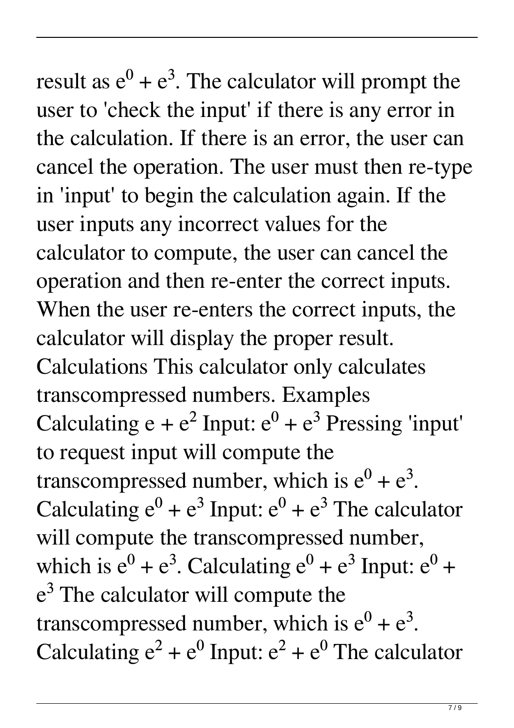result as $e^0 + e^3$. The calculator will prompt the user to 'check the input' if there is any error in the calculation. If there is an error, the user can cancel the operation. The user must then re-type in 'input' to begin the calculation again. If the user inputs any incorrect values for the calculator to compute, the user can cancel the operation and then re-enter the correct inputs. When the user re-enters the correct inputs, the calculator will display the proper result. Calculations This calculator only calculates transcompressed numbers. Examples Calculating $e + e^2$ Input: $e^0 + e^3$ Pressing 'input' to request input will compute the transcompressed number, which is $e^0 + e^3$. Calculating $e^0 + e^3$ Input: $e^0 + e^3$ The calculator will compute the transcompressed number, which is $e^0 + e^3$. Calculating $e^0 + e^3$ Input: $e^0 + e^3$ The calculator will compute the transcompressed number, which is $e^0 + e^3$. Calculating $e^2 + e^0$ Input: $e^2 + e^0$ The calculator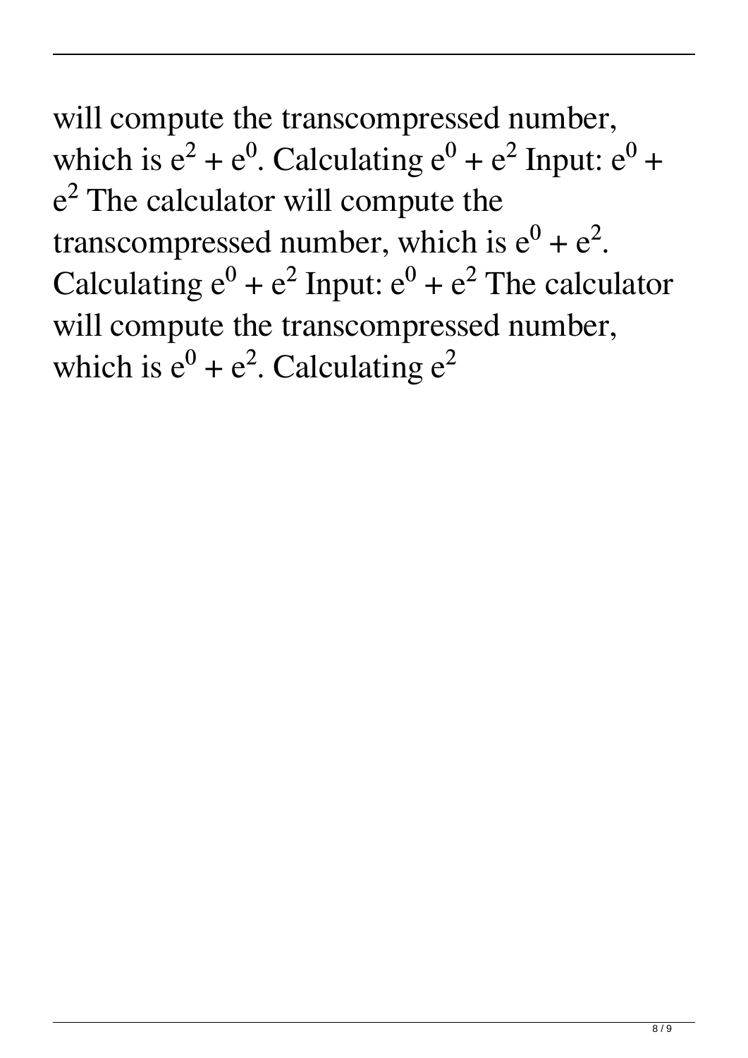will compute the transcompressed number, which is $e^2 + e^0$. Calculating $e^0 + e^2$ Input: $e^0 + e^2$ The calculator will compute the transcompressed number, which is $e^0 + e^2$. Calculating $e^0 + e^2$ Input: $e^0 + e^2$ The calculator will compute the transcompressed number, which is $e^0 + e^2$. Calculating $e^2$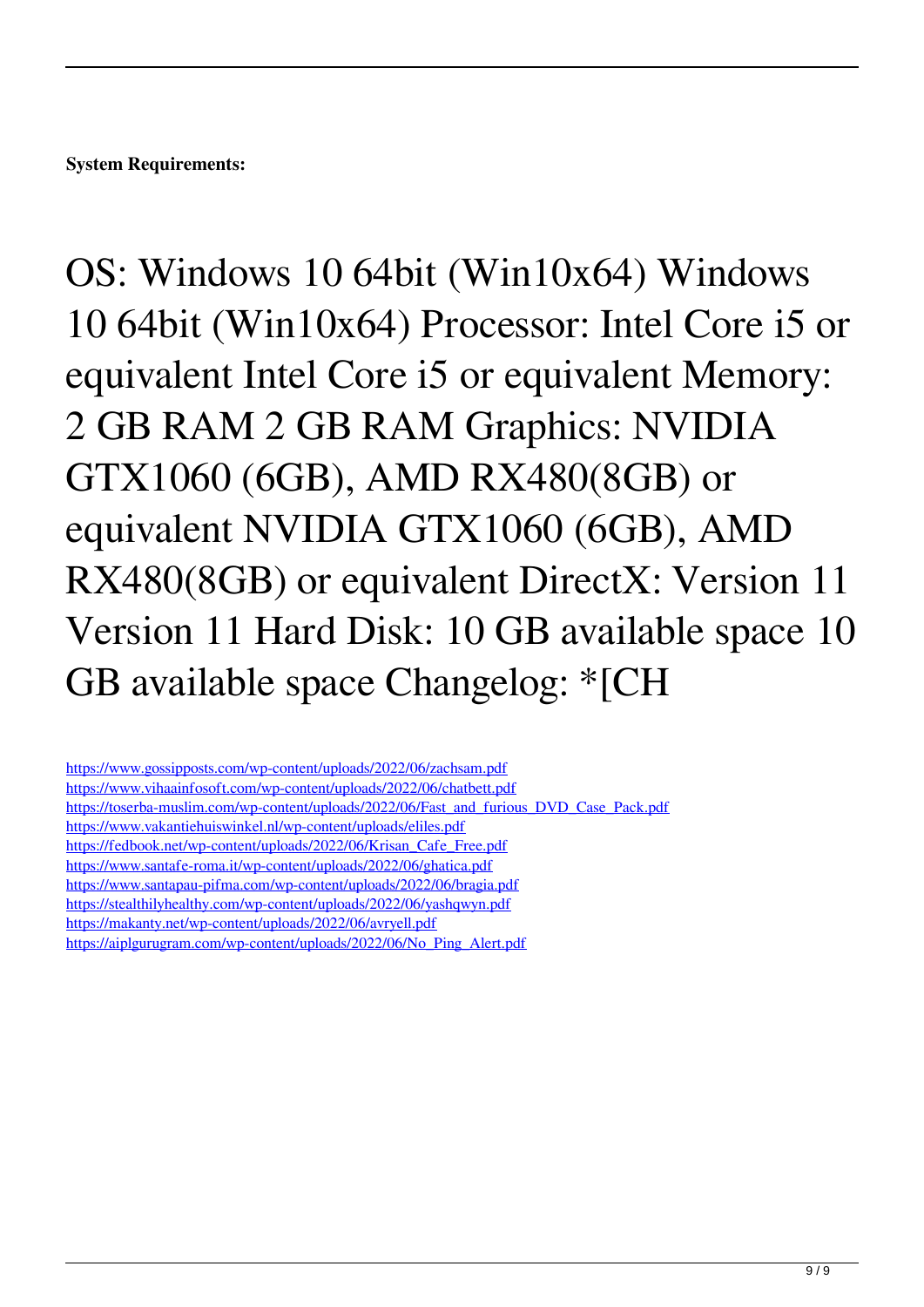**System Requirements:**

OS: Windows 10 64bit (Win10x64) Windows 10 64bit (Win10x64) Processor: Intel Core i5 or equivalent Intel Core i5 or equivalent Memory: 2 GB RAM 2 GB RAM Graphics: NVIDIA GTX1060 (6GB), AMD RX480(8GB) or equivalent NVIDIA GTX1060 (6GB), AMD RX480(8GB) or equivalent DirectX: Version 11 Version 11 Hard Disk: 10 GB available space 10 GB available space Changelog: *[CH

https://www.gossipposts.com/wp-content/uploads/2022/06/zachsam.pdf
https://www.vihaainfosoft.com/wp-content/uploads/2022/06/chatbett.pdf
https://toserba-muslim.com/wp-content/uploads/2022/06/Fast_and_furious_DVD_Case_Pack.pdf
https://www.vakantiehuiswinkel.nl/wp-content/uploads/eliles.pdf
https://fedbook.net/wp-content/uploads/2022/06/Krisan_Cafe_Free.pdf
https://www.santafe-roma.it/wp-content/uploads/2022/06/ghatica.pdf
https://www.santapau-pifma.com/wp-content/uploads/2022/06/bragia.pdf
https://stealthilyhealthy.com/wp-content/uploads/2022/06/yashqwyn.pdf
https://makanty.net/wp-content/uploads/2022/06/avryell.pdf
https://aiplgurugram.com/wp-content/uploads/2022/06/No_Ping_Alert.pdf